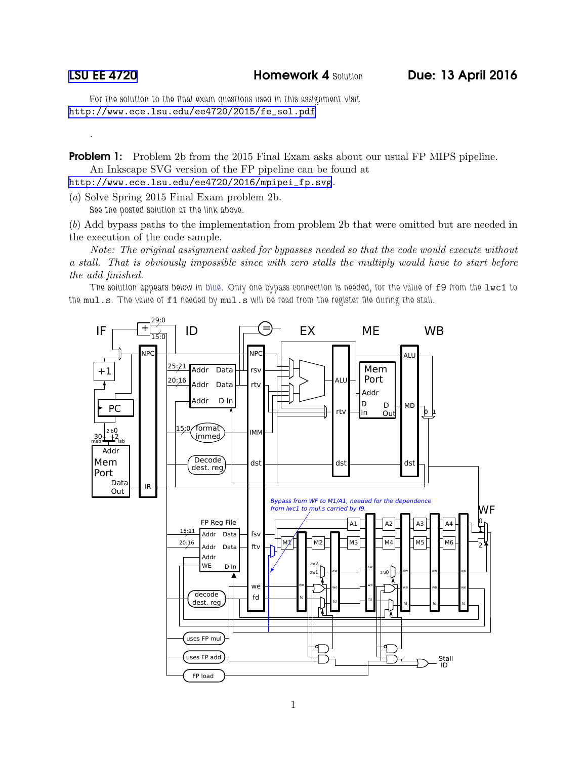LSU EE 4720 **Homework 4** Solution **Due: 13 April 2016**

For the solution to the final exam questions used in this assignment visit http://www.ece.lsu.edu/ee4720/2015/fe_sol.pdf

.

**Problem 1:** Problem 2b from the 2015 Final Exam asks about our usual FP MIPS pipeline. An Inkscape SVG version of the FP pipeline can be found at http://www.ece.lsu.edu/ee4720/2016/mpipei_fp.svg.

(*a*) Solve Spring 2015 Final Exam problem 2b.

See the posted solution at the link above.

(*b*) Add bypass paths to the implementation from problem 2b that were omitted but are needed in the execution of the code sample.

*Note: The original assignment asked for bypasses needed so that the code would execute without a stall. That is obviously impossible since with zero stalls the multiply would have to start before the add finished.*

The solution appears below in blue. Only one bypass connection is needed, for the value of `f9` from the `lwc1` to the `mul.s`. The value of `f1` needed by `mul.s` will be read from the register file during the stall.

*Bypass from WF to M1/A1, needed for the dependence from lwc1 to mul.s carried by f9.*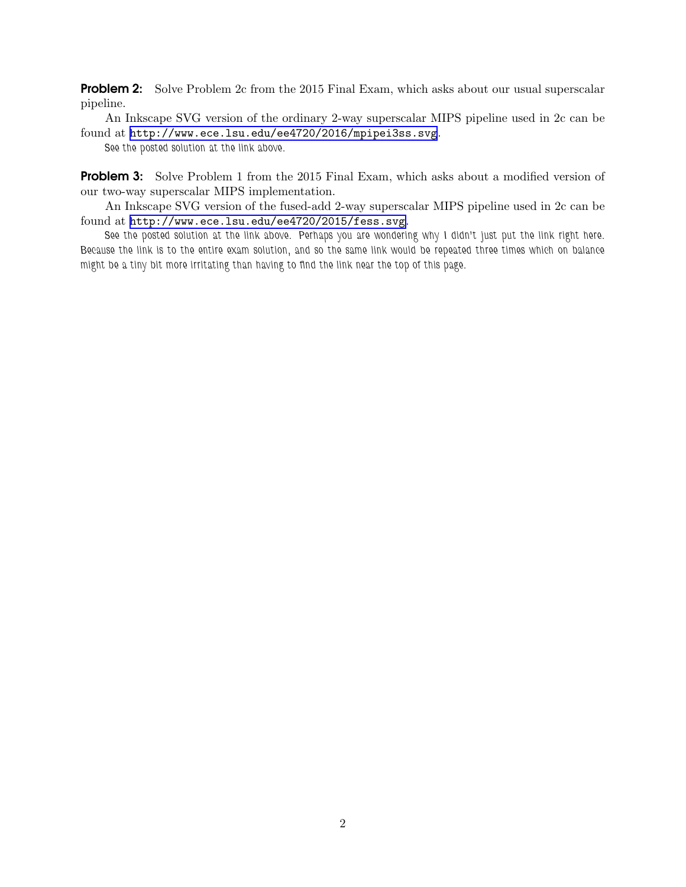**Problem 2:** Solve Problem 2c from the 2015 Final Exam, which asks about our usual superscalar pipeline.

An Inkscape SVG version of the ordinary 2-way superscalar MIPS pipeline used in 2c can be found at http://www.ece.lsu.edu/ee4720/2016/mpipei3ss.svg.

*See the posted solution at the link above.*

**Problem 3:** Solve Problem 1 from the 2015 Final Exam, which asks about a modified version of our two-way superscalar MIPS implementation.

An Inkscape SVG version of the fused-add 2-way superscalar MIPS pipeline used in 2c can be found at http://www.ece.lsu.edu/ee4720/2015/fess.svg.

*See the posted solution at the link above. Perhaps you are wondering why I didn't just put the link right here. Because the link is to the entire exam solution, and so the same link would be repeated three times which on balance might be a tiny bit more irritating than having to find the link near the top of this page.*